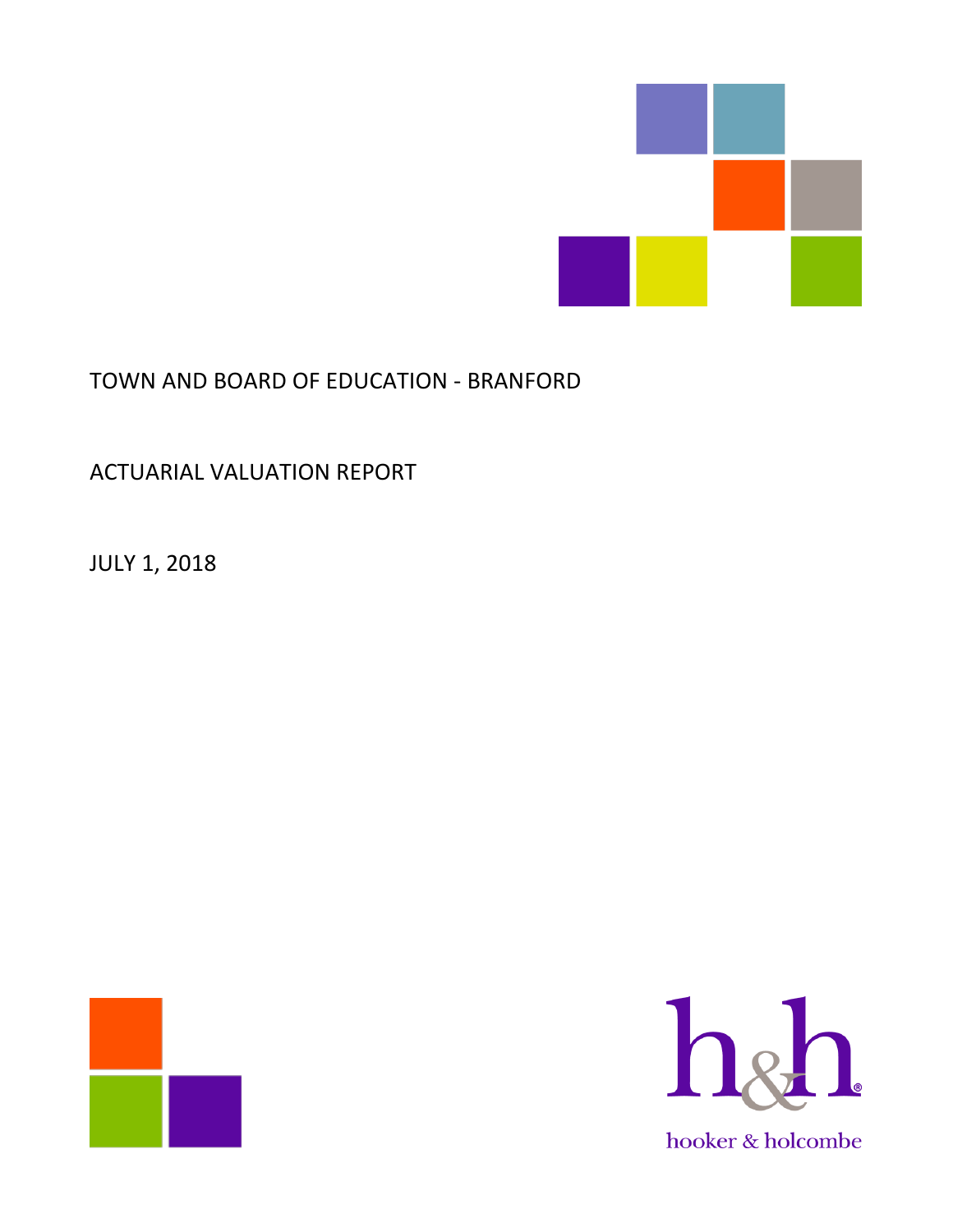# TOWN AND BOARD OF EDUCATION - BRANFORD

## ACTUARIAL VALUATION REPORT

## JULY 1, 2018

hooker & holcombe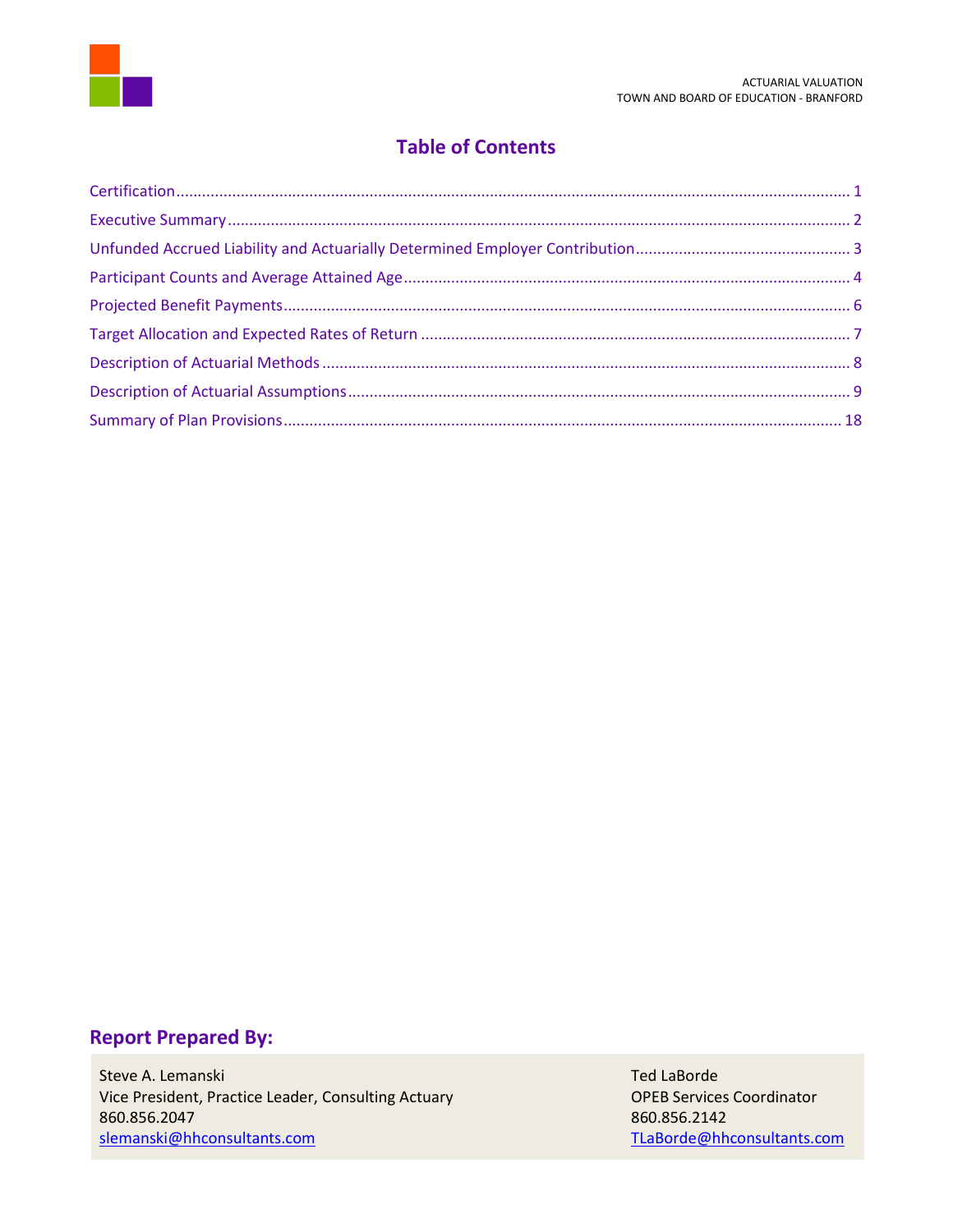# Table of Contents

| | |
|---|---|
| Certification | 1 |
| Executive Summary | 2 |
| Unfunded Accrued Liability and Actuarially Determined Employer Contribution | 3 |
| Participant Counts and Average Attained Age | 4 |
| Projected Benefit Payments | 6 |
| Target Allocation and Expected Rates of Return | 7 |
| Description of Actuarial Methods | 8 |
| Description of Actuarial Assumptions | 9 |
| Summary of Plan Provisions | 18 |

## Report Prepared By:

Steve A. Lemanski
Vice President, Practice Leader, Consulting Actuary
860.856.2047
slemanski@hhconsultants.com

Ted LaBorde
OPEB Services Coordinator
860.856.2142
TLaBorde@hhconsultants.com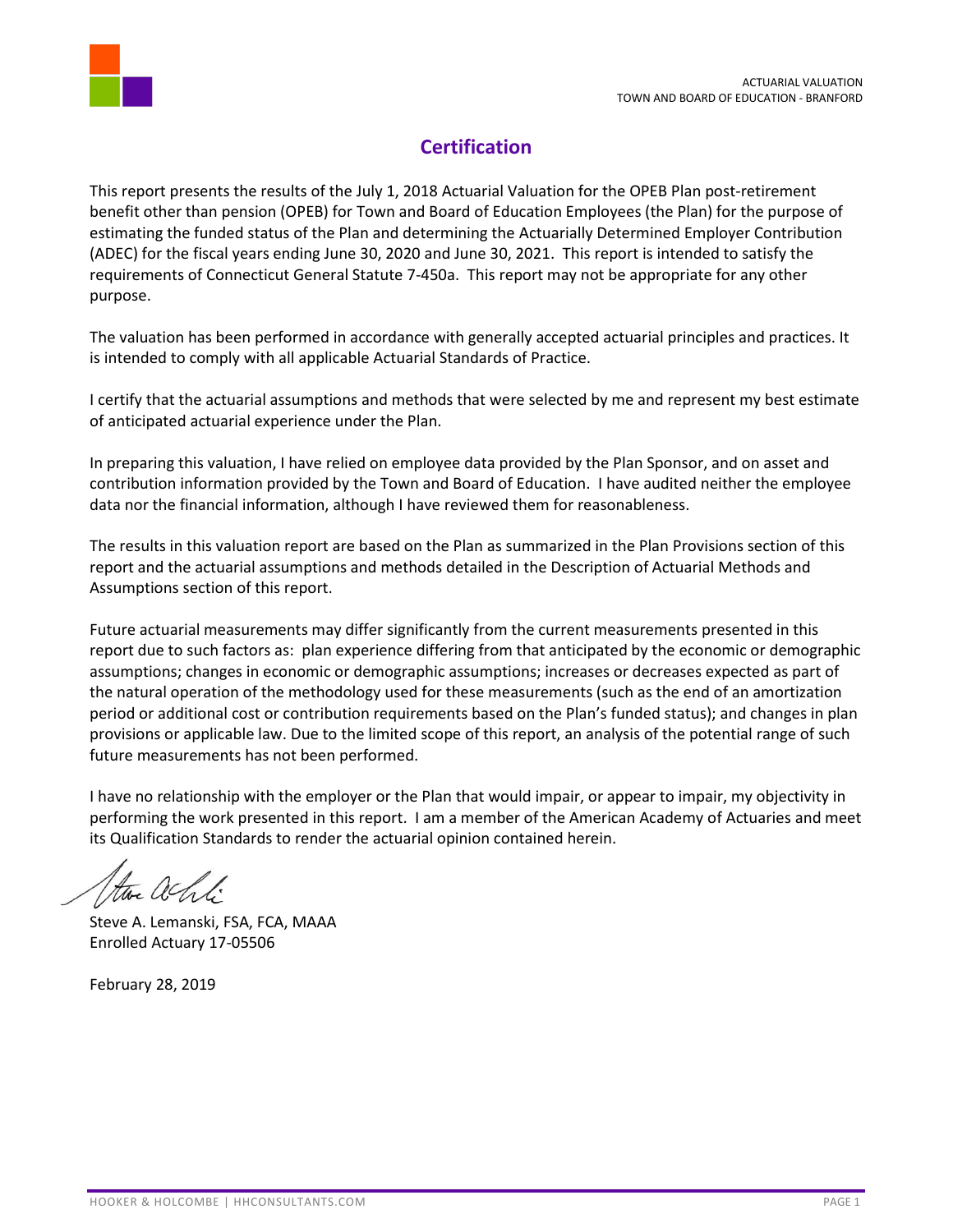## Certification

This report presents the results of the July 1, 2018 Actuarial Valuation for the OPEB Plan post-retirement benefit other than pension (OPEB) for Town and Board of Education Employees (the Plan) for the purpose of estimating the funded status of the Plan and determining the Actuarially Determined Employer Contribution (ADEC) for the fiscal years ending June 30, 2020 and June 30, 2021. This report is intended to satisfy the requirements of Connecticut General Statute 7-450a. This report may not be appropriate for any other purpose.

The valuation has been performed in accordance with generally accepted actuarial principles and practices. It is intended to comply with all applicable Actuarial Standards of Practice.

I certify that the actuarial assumptions and methods that were selected by me and represent my best estimate of anticipated actuarial experience under the Plan.

In preparing this valuation, I have relied on employee data provided by the Plan Sponsor, and on asset and contribution information provided by the Town and Board of Education. I have audited neither the employee data nor the financial information, although I have reviewed them for reasonableness.

The results in this valuation report are based on the Plan as summarized in the Plan Provisions section of this report and the actuarial assumptions and methods detailed in the Description of Actuarial Methods and Assumptions section of this report.

Future actuarial measurements may differ significantly from the current measurements presented in this report due to such factors as: plan experience differing from that anticipated by the economic or demographic assumptions; changes in economic or demographic assumptions; increases or decreases expected as part of the natural operation of the methodology used for these measurements (such as the end of an amortization period or additional cost or contribution requirements based on the Plan's funded status); and changes in plan provisions or applicable law. Due to the limited scope of this report, an analysis of the potential range of such future measurements has not been performed.

I have no relationship with the employer or the Plan that would impair, or appear to impair, my objectivity in performing the work presented in this report. I am a member of the American Academy of Actuaries and meet its Qualification Standards to render the actuarial opinion contained herein.

Steve A. Lemanski, FSA, FCA, MAAA
Enrolled Actuary 17-05506

February 28, 2019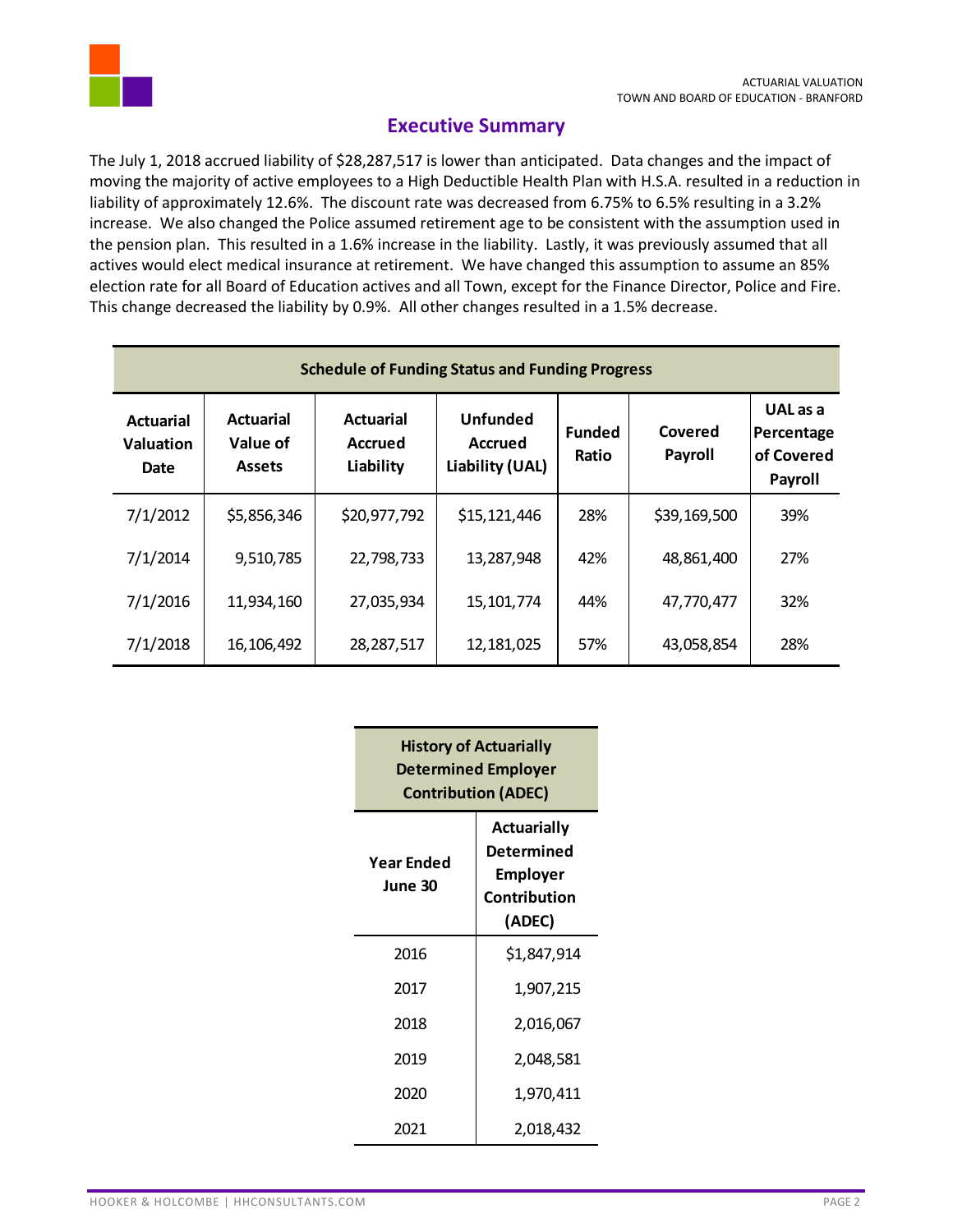## Executive Summary

The July 1, 2018 accrued liability of $28,287,517 is lower than anticipated. Data changes and the impact of moving the majority of active employees to a High Deductible Health Plan with H.S.A. resulted in a reduction in liability of approximately 12.6%. The discount rate was decreased from 6.75% to 6.5% resulting in a 3.2% increase. We also changed the Police assumed retirement age to be consistent with the assumption used in the pension plan. This resulted in a 1.6% increase in the liability. Lastly, it was previously assumed that all actives would elect medical insurance at retirement. We have changed this assumption to assume an 85% election rate for all Board of Education actives and all Town, except for the Finance Director, Police and Fire. This change decreased the liability by 0.9%. All other changes resulted in a 1.5% decrease.

**Schedule of Funding Status and Funding Progress**

| Actuarial Valuation Date | Actuarial Value of Assets | Actuarial Accrued Liability | Unfunded Accrued Liability (UAL) | Funded Ratio | Covered Payroll | UAL as a Percentage of Covered Payroll |
|---|---|---|---|---|---|---|
| 7/1/2012 | $5,856,346 | $20,977,792 | $15,121,446 | 28% | $39,169,500 | 39% |
| 7/1/2014 | 9,510,785 | 22,798,733 | 13,287,948 | 42% | 48,861,400 | 27% |
| 7/1/2016 | 11,934,160 | 27,035,934 | 15,101,774 | 44% | 47,770,477 | 32% |
| 7/1/2018 | 16,106,492 | 28,287,517 | 12,181,025 | 57% | 43,058,854 | 28% |

**History of Actuarially Determined Employer Contribution (ADEC)**

| Year Ended June 30 | Actuarially Determined Employer Contribution (ADEC) |
|---|---|
| 2016 | $1,847,914 |
| 2017 | 1,907,215 |
| 2018 | 2,016,067 |
| 2019 | 2,048,581 |
| 2020 | 1,970,411 |
| 2021 | 2,018,432 |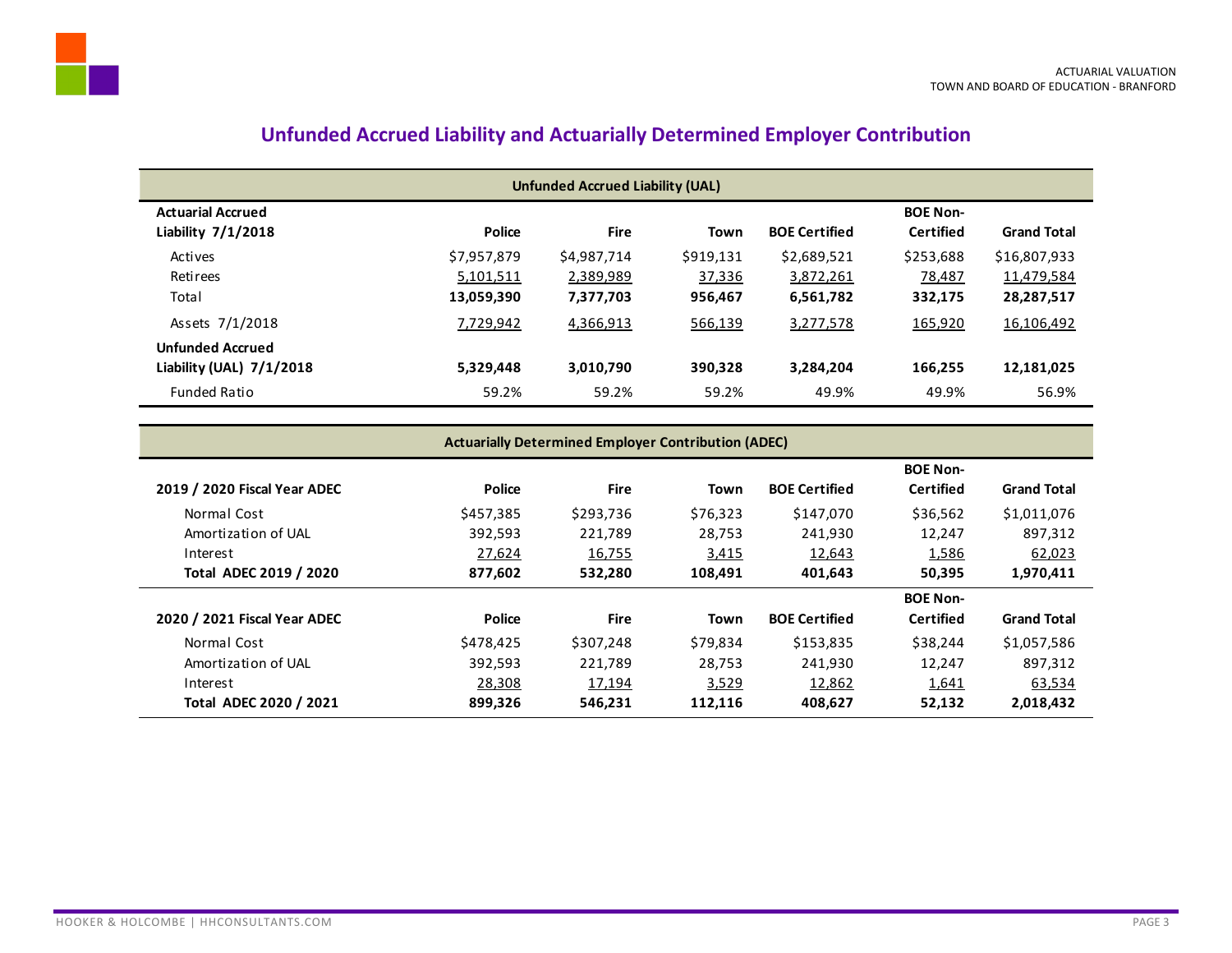## Unfunded Accrued Liability and Actuarially Determined Employer Contribution

| Unfunded Accrued Liability (UAL) | | | | | | |
|---|---|---|---|---|---|---|
| **Actuarial Accrued Liability 7/1/2018** | **Police** | **Fire** | **Town** | **BOE Certified** | **BOE Non-Certified** | **Grand Total** |
| Actives | $7,957,879 | $4,987,714 | $919,131 | $2,689,521 | $253,688 | $16,807,933 |
| Retirees | 5,101,511 | 2,389,989 | 37,336 | 3,872,261 | 78,487 | 11,479,584 |
| Total | **13,059,390** | **7,377,703** | **956,467** | **6,561,782** | **332,175** | **28,287,517** |
| Assets 7/1/2018 | 7,729,942 | 4,366,913 | 566,139 | 3,277,578 | 165,920 | 16,106,492 |
| **Unfunded Accrued Liability (UAL) 7/1/2018** | **5,329,448** | **3,010,790** | **390,328** | **3,284,204** | **166,255** | **12,181,025** |
| Funded Ratio | 59.2% | 59.2% | 59.2% | 49.9% | 49.9% | 56.9% |

| Actuarially Determined Employer Contribution (ADEC) | | | | | | |
|---|---|---|---|---|---|---|
| **2019 / 2020 Fiscal Year ADEC** | **Police** | **Fire** | **Town** | **BOE Certified** | **BOE Non-Certified** | **Grand Total** |
| Normal Cost | $457,385 | $293,736 | $76,323 | $147,070 | $36,562 | $1,011,076 |
| Amortization of UAL | 392,593 | 221,789 | 28,753 | 241,930 | 12,247 | 897,312 |
| Interest | 27,624 | 16,755 | 3,415 | 12,643 | 1,586 | 62,023 |
| **Total ADEC 2019 / 2020** | **877,602** | **532,280** | **108,491** | **401,643** | **50,395** | **1,970,411** |
| **2020 / 2021 Fiscal Year ADEC** | **Police** | **Fire** | **Town** | **BOE Certified** | **BOE Non-Certified** | **Grand Total** |
| Normal Cost | $478,425 | $307,248 | $79,834 | $153,835 | $38,244 | $1,057,586 |
| Amortization of UAL | 392,593 | 221,789 | 28,753 | 241,930 | 12,247 | 897,312 |
| Interest | 28,308 | 17,194 | 3,529 | 12,862 | 1,641 | 63,534 |
| **Total ADEC 2020 / 2021** | **899,326** | **546,231** | **112,116** | **408,627** | **52,132** | **2,018,432** |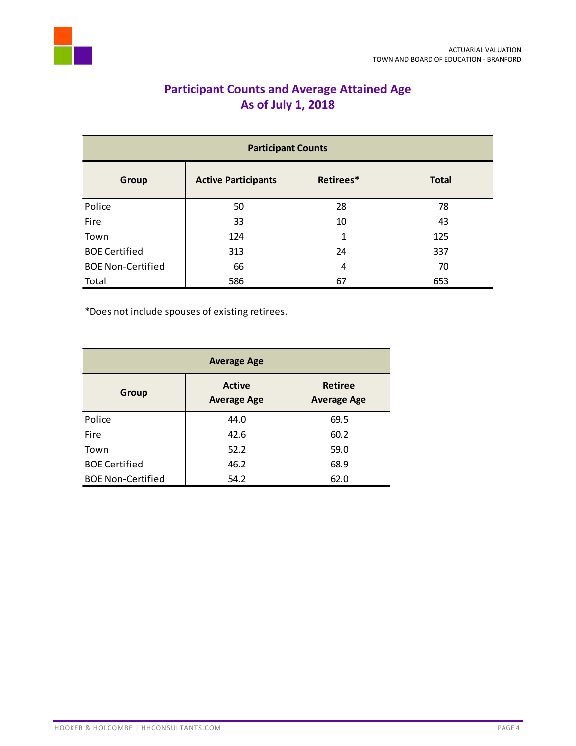# Participant Counts and Average Attained Age
## As of July 1, 2018

| Participant Counts | | | |
|---|---|---|---|
| **Group** | **Active Participants** | **Retirees*** | **Total** |
| Police | 50 | 28 | 78 |
| Fire | 33 | 10 | 43 |
| Town | 124 | 1 | 125 |
| BOE Certified | 313 | 24 | 337 |
| BOE Non-Certified | 66 | 4 | 70 |
| Total | 586 | 67 | 653 |

*Does not include spouses of existing retirees.

| Average Age | | |
|---|---|---|
| **Group** | **Active Average Age** | **Retiree Average Age** |
| Police | 44.0 | 69.5 |
| Fire | 42.6 | 60.2 |
| Town | 52.2 | 59.0 |
| BOE Certified | 46.2 | 68.9 |
| BOE Non-Certified | 54.2 | 62.0 |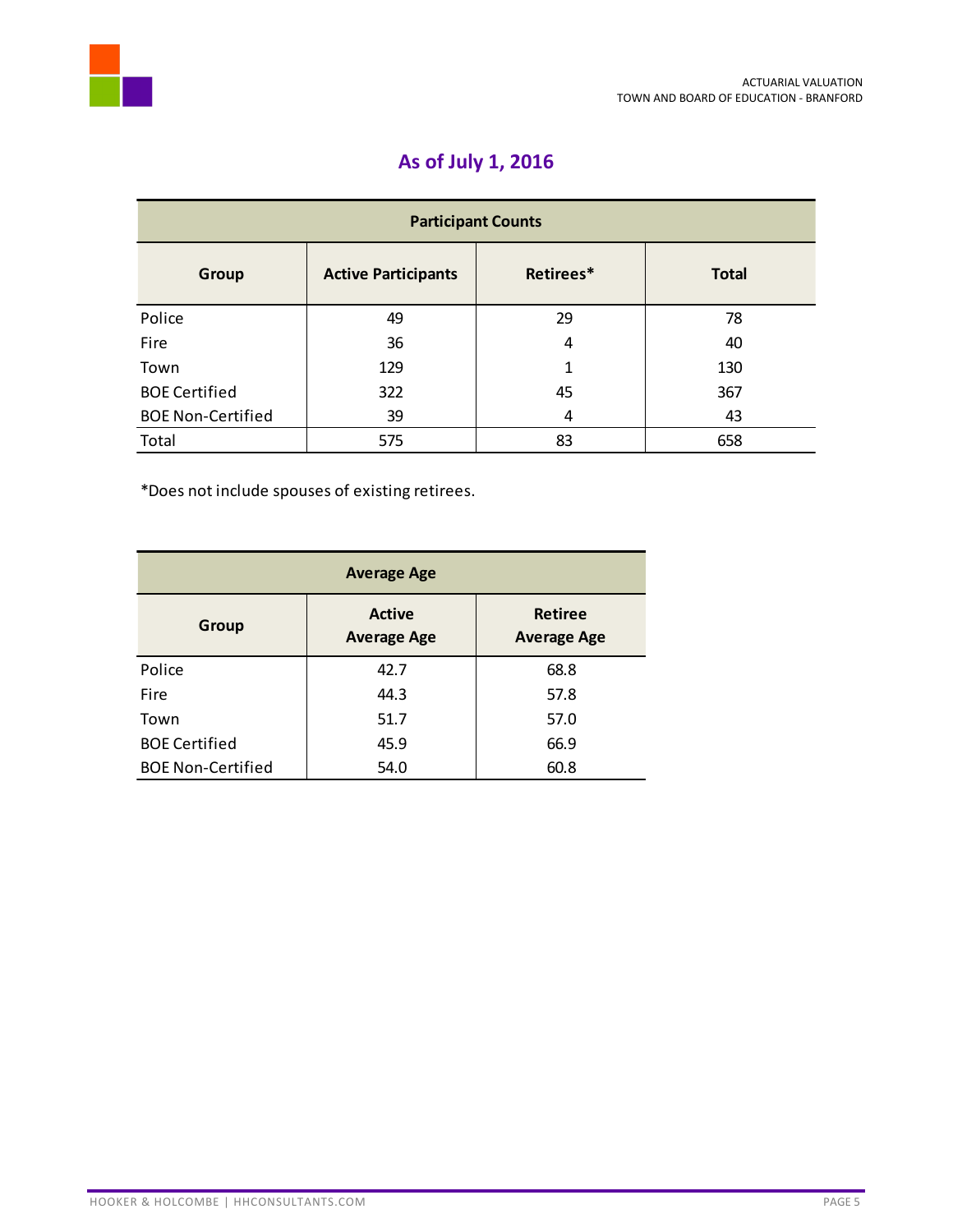## As of July 1, 2016

| Participant Counts | | | |
|---|---|---|---|
| **Group** | **Active Participants** | **Retirees*** | **Total** |
| Police | 49 | 29 | 78 |
| Fire | 36 | 4 | 40 |
| Town | 129 | 1 | 130 |
| BOE Certified | 322 | 45 | 367 |
| BOE Non-Certified | 39 | 4 | 43 |
| Total | 575 | 83 | 658 |

*Does not include spouses of existing retirees.

| Average Age | | |
|---|---|---|
| **Group** | **Active Average Age** | **Retiree Average Age** |
| Police | 42.7 | 68.8 |
| Fire | 44.3 | 57.8 |
| Town | 51.7 | 57.0 |
| BOE Certified | 45.9 | 66.9 |
| BOE Non-Certified | 54.0 | 60.8 |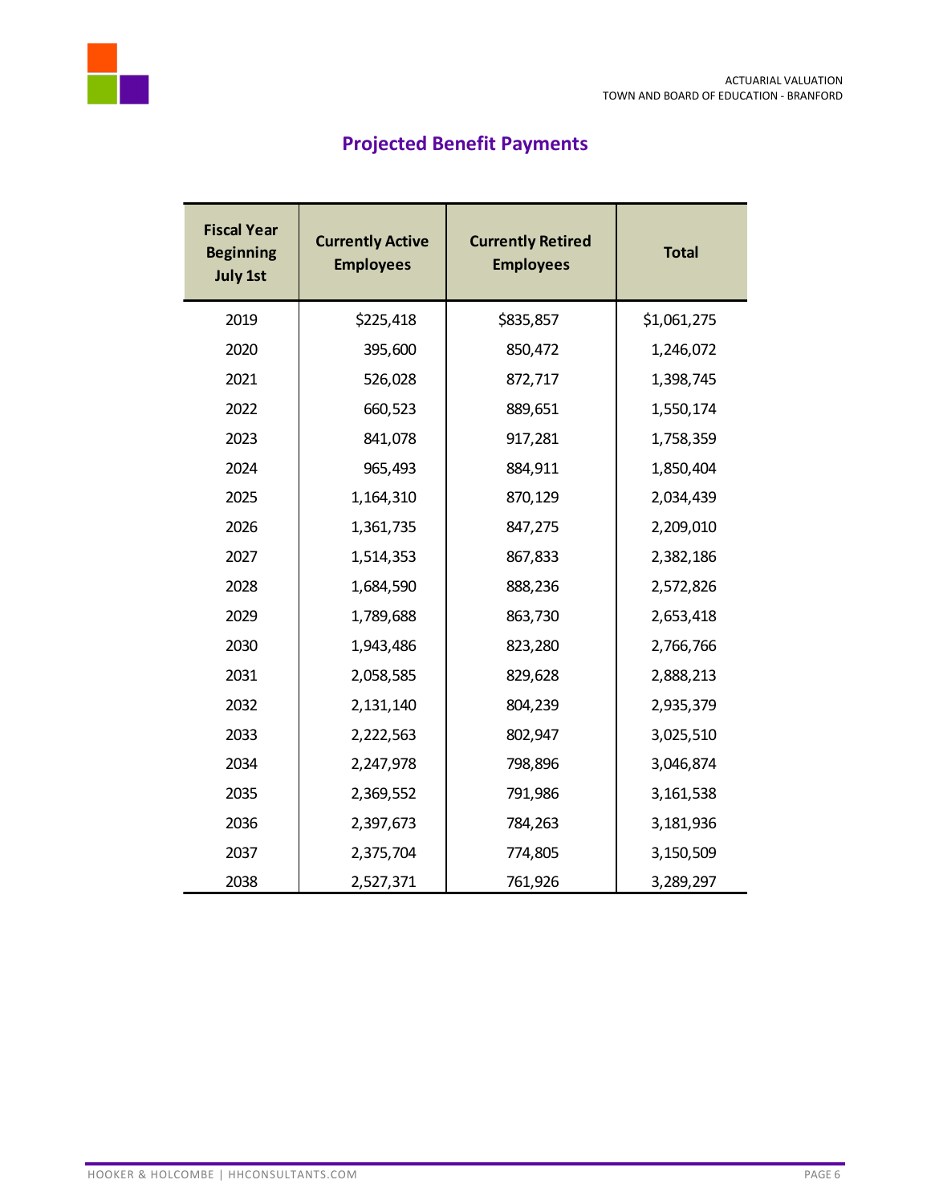## Projected Benefit Payments

| Fiscal Year Beginning July 1st | Currently Active Employees | Currently Retired Employees | Total |
|---|---|---|---|
| 2019 | $225,418 | $835,857 | $1,061,275 |
| 2020 | 395,600 | 850,472 | 1,246,072 |
| 2021 | 526,028 | 872,717 | 1,398,745 |
| 2022 | 660,523 | 889,651 | 1,550,174 |
| 2023 | 841,078 | 917,281 | 1,758,359 |
| 2024 | 965,493 | 884,911 | 1,850,404 |
| 2025 | 1,164,310 | 870,129 | 2,034,439 |
| 2026 | 1,361,735 | 847,275 | 2,209,010 |
| 2027 | 1,514,353 | 867,833 | 2,382,186 |
| 2028 | 1,684,590 | 888,236 | 2,572,826 |
| 2029 | 1,789,688 | 863,730 | 2,653,418 |
| 2030 | 1,943,486 | 823,280 | 2,766,766 |
| 2031 | 2,058,585 | 829,628 | 2,888,213 |
| 2032 | 2,131,140 | 804,239 | 2,935,379 |
| 2033 | 2,222,563 | 802,947 | 3,025,510 |
| 2034 | 2,247,978 | 798,896 | 3,046,874 |
| 2035 | 2,369,552 | 791,986 | 3,161,538 |
| 2036 | 2,397,673 | 784,263 | 3,181,936 |
| 2037 | 2,375,704 | 774,805 | 3,150,509 |
| 2038 | 2,527,371 | 761,926 | 3,289,297 |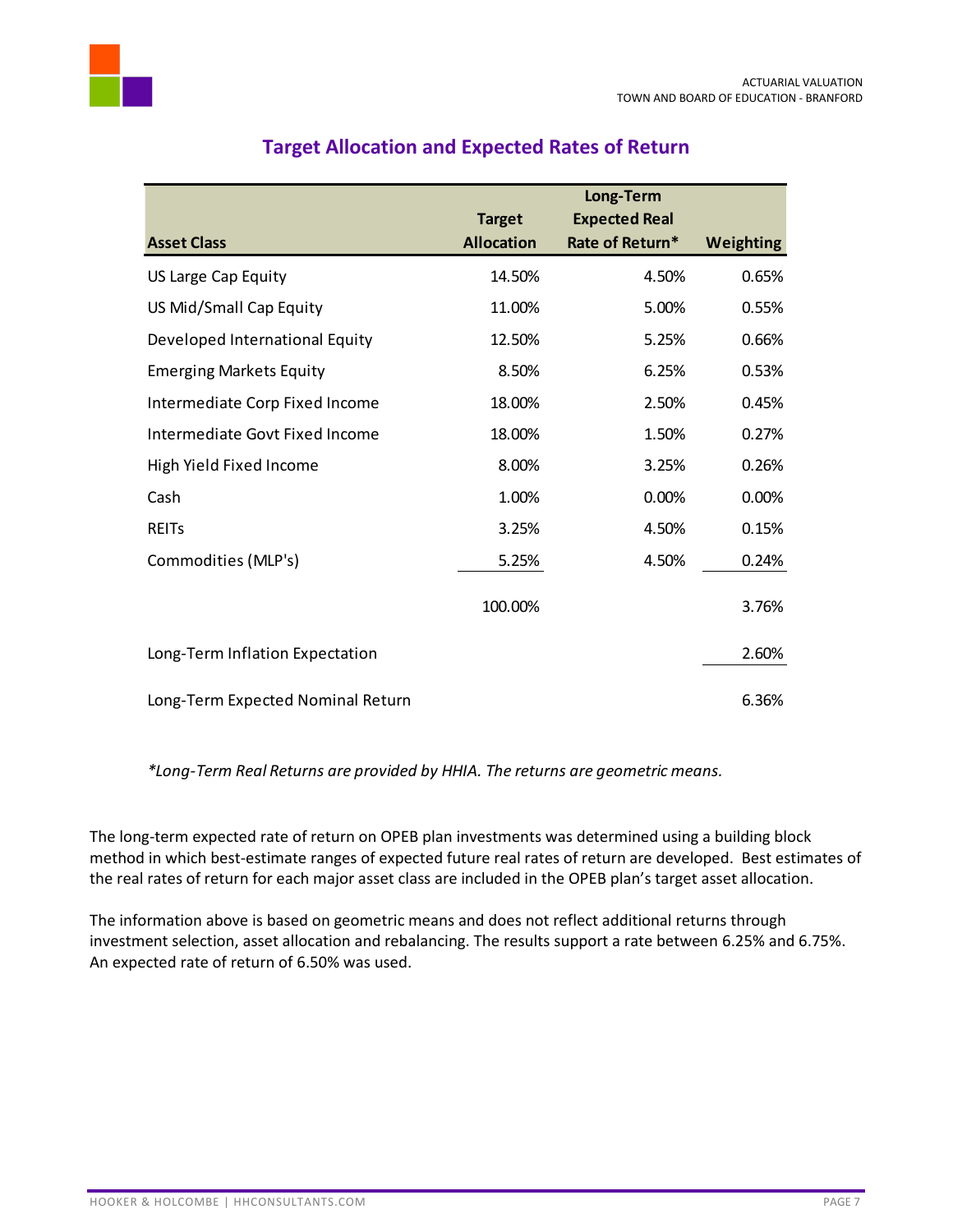## Target Allocation and Expected Rates of Return

| Asset Class | Target Allocation | Long-Term Expected Real Rate of Return* | Weighting |
|---|---|---|---|
| US Large Cap Equity | 14.50% | 4.50% | 0.65% |
| US Mid/Small Cap Equity | 11.00% | 5.00% | 0.55% |
| Developed International Equity | 12.50% | 5.25% | 0.66% |
| Emerging Markets Equity | 8.50% | 6.25% | 0.53% |
| Intermediate Corp Fixed Income | 18.00% | 2.50% | 0.45% |
| Intermediate Govt Fixed Income | 18.00% | 1.50% | 0.27% |
| High Yield Fixed Income | 8.00% | 3.25% | 0.26% |
| Cash | 1.00% | 0.00% | 0.00% |
| REITs | 3.25% | 4.50% | 0.15% |
| Commodities (MLP's) | 5.25% | 4.50% | 0.24% |
| | 100.00% | | 3.76% |
| Long-Term Inflation Expectation | | | 2.60% |
| Long-Term Expected Nominal Return | | | 6.36% |

*\*Long-Term Real Returns are provided by HHIA. The returns are geometric means.*

The long-term expected rate of return on OPEB plan investments was determined using a building block method in which best-estimate ranges of expected future real rates of return are developed. Best estimates of the real rates of return for each major asset class are included in the OPEB plan's target asset allocation.

The information above is based on geometric means and does not reflect additional returns through investment selection, asset allocation and rebalancing. The results support a rate between 6.25% and 6.75%. An expected rate of return of 6.50% was used.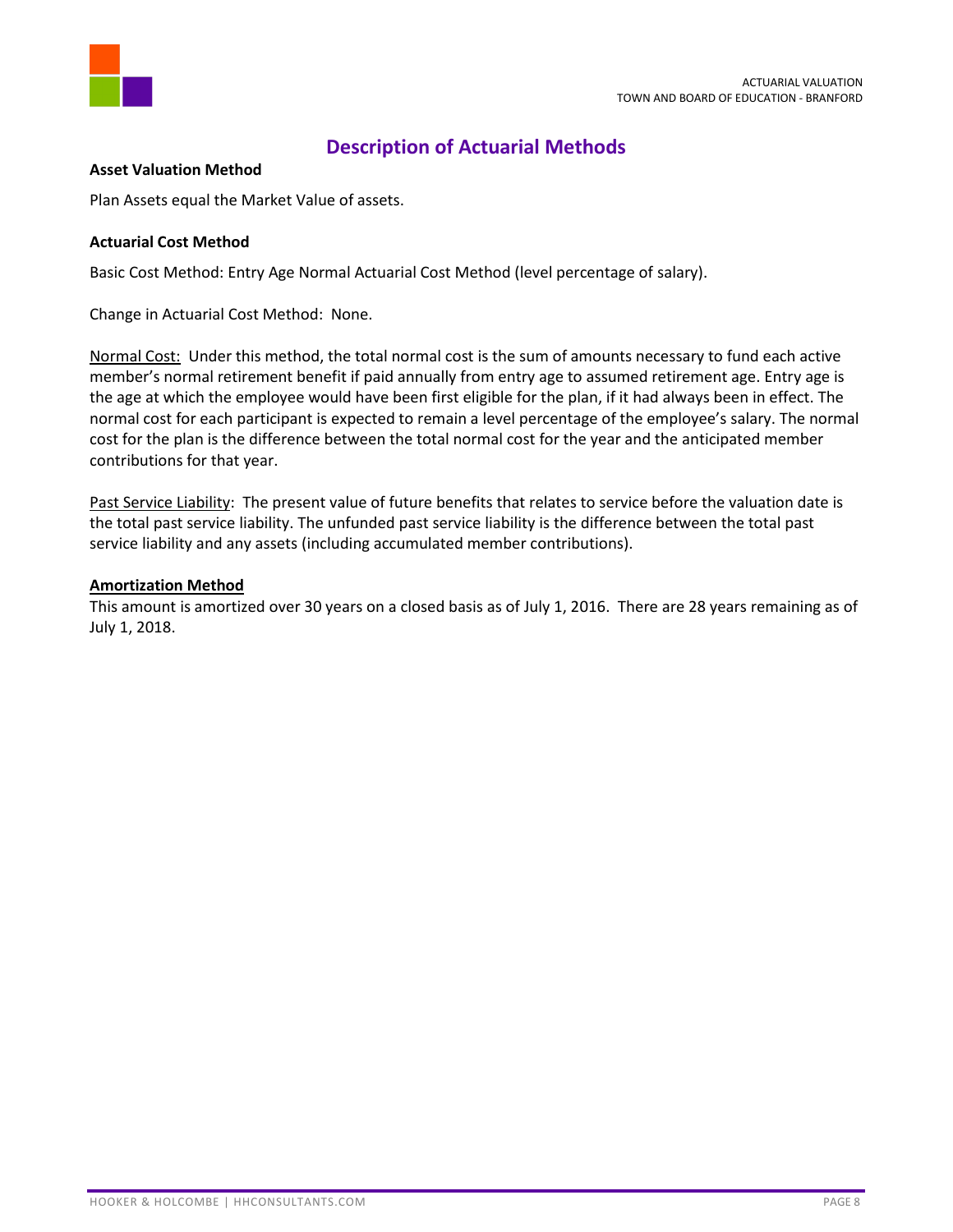## Description of Actuarial Methods

**Asset Valuation Method**

Plan Assets equal the Market Value of assets.

**Actuarial Cost Method**

Basic Cost Method: Entry Age Normal Actuarial Cost Method (level percentage of salary).

Change in Actuarial Cost Method: None.

Normal Cost: Under this method, the total normal cost is the sum of amounts necessary to fund each active member's normal retirement benefit if paid annually from entry age to assumed retirement age. Entry age is the age at which the employee would have been first eligible for the plan, if it had always been in effect. The normal cost for each participant is expected to remain a level percentage of the employee's salary. The normal cost for the plan is the difference between the total normal cost for the year and the anticipated member contributions for that year.

Past Service Liability: The present value of future benefits that relates to service before the valuation date is the total past service liability. The unfunded past service liability is the difference between the total past service liability and any assets (including accumulated member contributions).

**Amortization Method**

This amount is amortized over 30 years on a closed basis as of July 1, 2016. There are 28 years remaining as of July 1, 2018.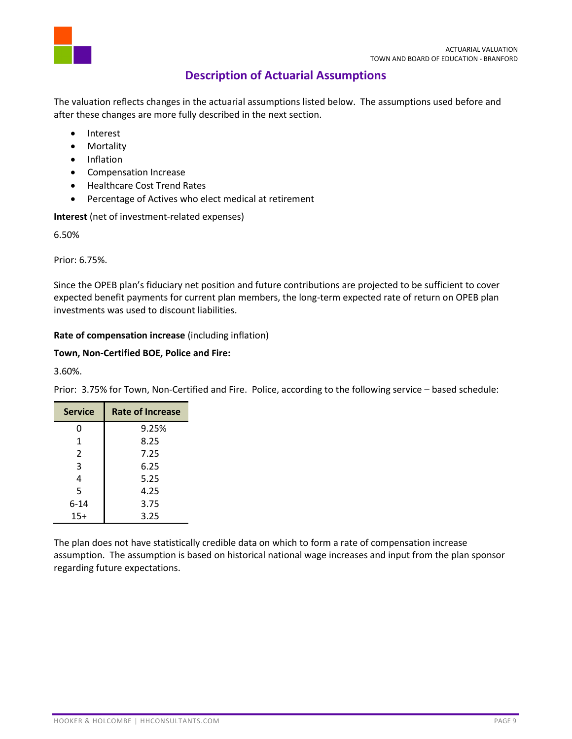# Description of Actuarial Assumptions

The valuation reflects changes in the actuarial assumptions listed below. The assumptions used before and after these changes are more fully described in the next section.

- Interest
- Mortality
- Inflation
- Compensation Increase
- Healthcare Cost Trend Rates
- Percentage of Actives who elect medical at retirement

**Interest** (net of investment-related expenses)

6.50%

Prior: 6.75%.

Since the OPEB plan's fiduciary net position and future contributions are projected to be sufficient to cover expected benefit payments for current plan members, the long-term expected rate of return on OPEB plan investments was used to discount liabilities.

**Rate of compensation increase** (including inflation)

**Town, Non-Certified BOE, Police and Fire:**

3.60%.

Prior: 3.75% for Town, Non-Certified and Fire. Police, according to the following service – based schedule:

| Service | Rate of Increase |
|---|---|
| 0 | 9.25% |
| 1 | 8.25 |
| 2 | 7.25 |
| 3 | 6.25 |
| 4 | 5.25 |
| 5 | 4.25 |
| 6-14 | 3.75 |
| 15+ | 3.25 |

The plan does not have statistically credible data on which to form a rate of compensation increase assumption. The assumption is based on historical national wage increases and input from the plan sponsor regarding future expectations.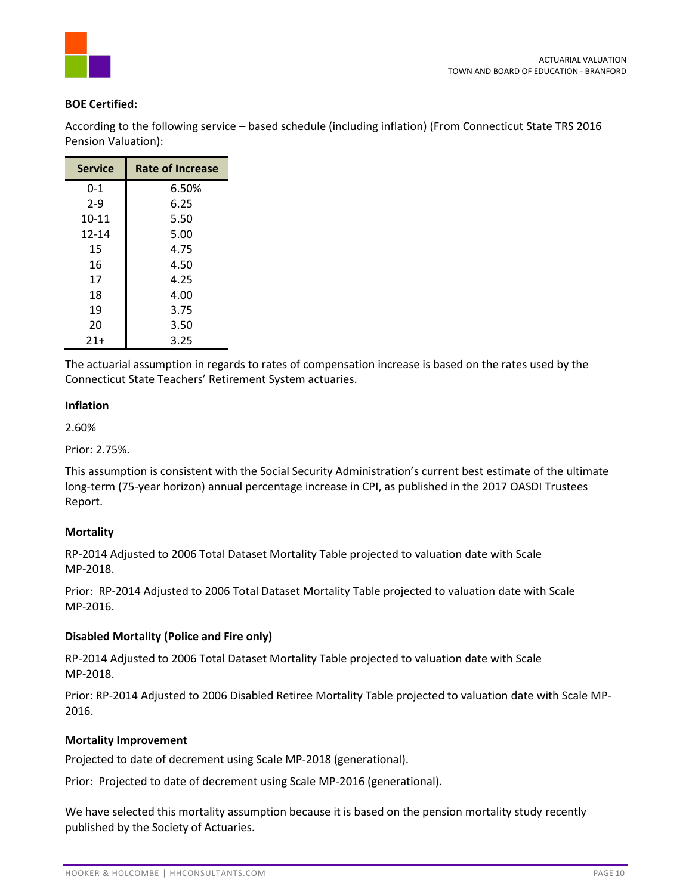**BOE Certified:**

According to the following service – based schedule (including inflation) (From Connecticut State TRS 2016 Pension Valuation):

| Service | Rate of Increase |
|---|---|
| 0-1 | 6.50% |
| 2-9 | 6.25 |
| 10-11 | 5.50 |
| 12-14 | 5.00 |
| 15 | 4.75 |
| 16 | 4.50 |
| 17 | 4.25 |
| 18 | 4.00 |
| 19 | 3.75 |
| 20 | 3.50 |
| 21+ | 3.25 |

The actuarial assumption in regards to rates of compensation increase is based on the rates used by the Connecticut State Teachers' Retirement System actuaries.

**Inflation**

2.60%

Prior: 2.75%.

This assumption is consistent with the Social Security Administration's current best estimate of the ultimate long-term (75-year horizon) annual percentage increase in CPI, as published in the 2017 OASDI Trustees Report.

**Mortality**

RP-2014 Adjusted to 2006 Total Dataset Mortality Table projected to valuation date with Scale MP-2018.

Prior: RP-2014 Adjusted to 2006 Total Dataset Mortality Table projected to valuation date with Scale MP-2016.

**Disabled Mortality (Police and Fire only)**

RP-2014 Adjusted to 2006 Total Dataset Mortality Table projected to valuation date with Scale MP-2018.

Prior: RP-2014 Adjusted to 2006 Disabled Retiree Mortality Table projected to valuation date with Scale MP-2016.

**Mortality Improvement**

Projected to date of decrement using Scale MP-2018 (generational).

Prior: Projected to date of decrement using Scale MP-2016 (generational).

We have selected this mortality assumption because it is based on the pension mortality study recently published by the Society of Actuaries.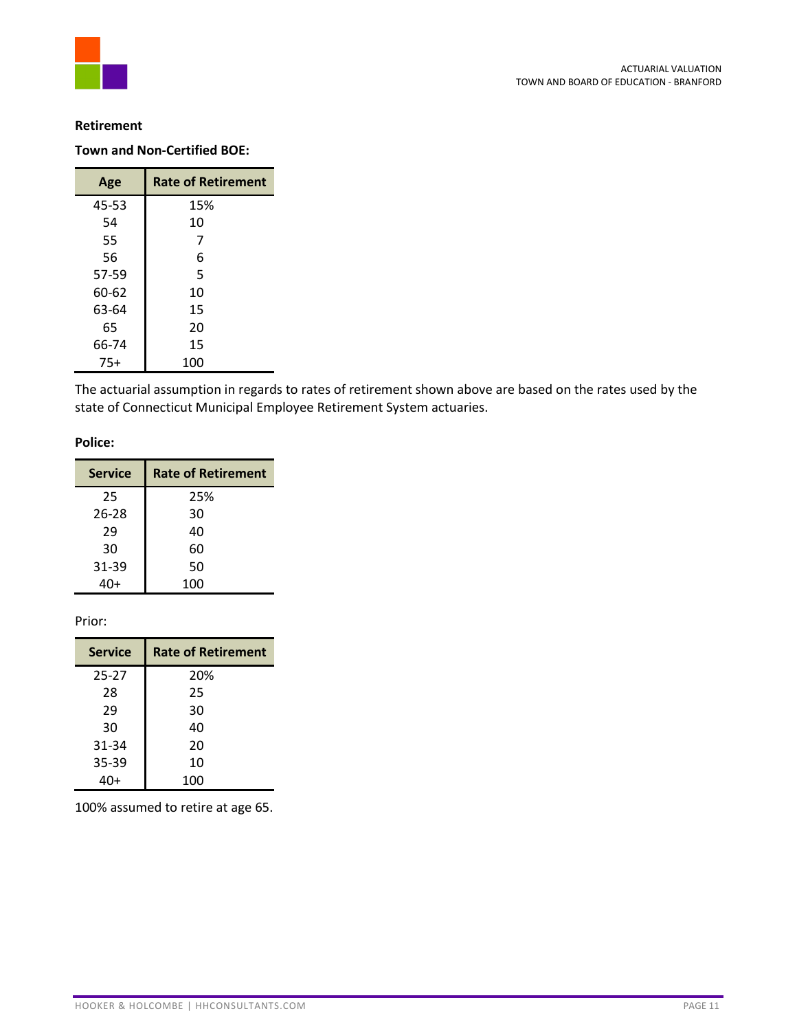**Retirement**

**Town and Non-Certified BOE:**

| Age | Rate of Retirement |
|---|---|
| 45-53 | 15% |
| 54 | 10 |
| 55 | 7 |
| 56 | 6 |
| 57-59 | 5 |
| 60-62 | 10 |
| 63-64 | 15 |
| 65 | 20 |
| 66-74 | 15 |
| 75+ | 100 |

The actuarial assumption in regards to rates of retirement shown above are based on the rates used by the state of Connecticut Municipal Employee Retirement System actuaries.

**Police:**

| Service | Rate of Retirement |
|---|---|
| 25 | 25% |
| 26-28 | 30 |
| 29 | 40 |
| 30 | 60 |
| 31-39 | 50 |
| 40+ | 100 |

Prior:

| Service | Rate of Retirement |
|---|---|
| 25-27 | 20% |
| 28 | 25 |
| 29 | 30 |
| 30 | 40 |
| 31-34 | 20 |
| 35-39 | 10 |
| 40+ | 100 |

100% assumed to retire at age 65.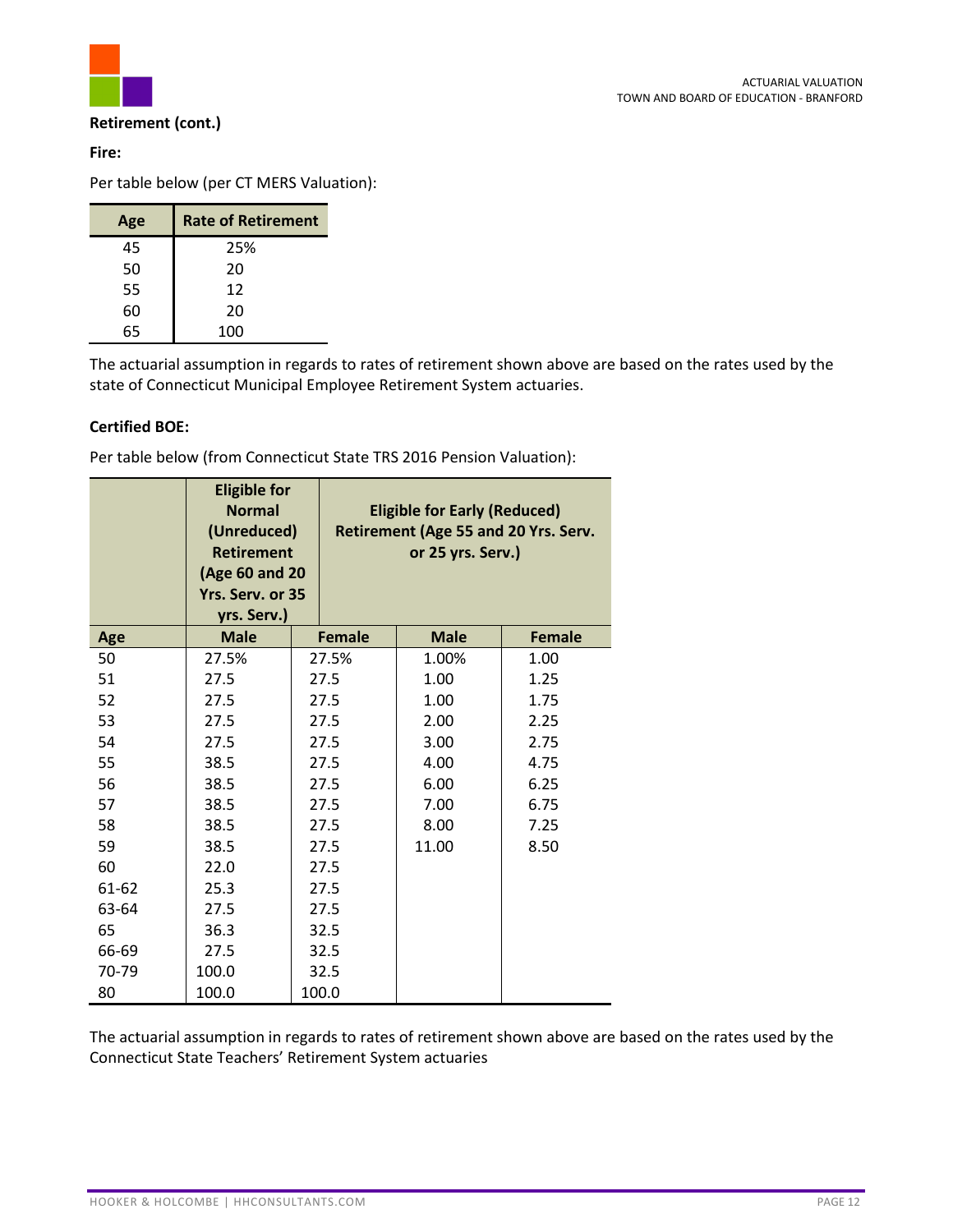**Retirement (cont.)**

**Fire:**

Per table below (per CT MERS Valuation):

| Age | Rate of Retirement |
|---|---|
| 45 | 25% |
| 50 | 20 |
| 55 | 12 |
| 60 | 20 |
| 65 | 100 |

The actuarial assumption in regards to rates of retirement shown above are based on the rates used by the state of Connecticut Municipal Employee Retirement System actuaries.

**Certified BOE:**

Per table below (from Connecticut State TRS 2016 Pension Valuation):

| | Eligible for Normal (Unreduced) Retirement (Age 60 and 20 Yrs. Serv. or 35 yrs. Serv.) | | Eligible for Early (Reduced) Retirement (Age 55 and 20 Yrs. Serv. or 25 yrs. Serv.) | |
|---|---|---|---|---|
| **Age** | **Male** | **Female** | **Male** | **Female** |
| 50 | 27.5% | 27.5% | 1.00% | 1.00 |
| 51 | 27.5 | 27.5 | 1.00 | 1.25 |
| 52 | 27.5 | 27.5 | 1.00 | 1.75 |
| 53 | 27.5 | 27.5 | 2.00 | 2.25 |
| 54 | 27.5 | 27.5 | 3.00 | 2.75 |
| 55 | 38.5 | 27.5 | 4.00 | 4.75 |
| 56 | 38.5 | 27.5 | 6.00 | 6.25 |
| 57 | 38.5 | 27.5 | 7.00 | 6.75 |
| 58 | 38.5 | 27.5 | 8.00 | 7.25 |
| 59 | 38.5 | 27.5 | 11.00 | 8.50 |
| 60 | 22.0 | 27.5 | | |
| 61-62 | 25.3 | 27.5 | | |
| 63-64 | 27.5 | 27.5 | | |
| 65 | 36.3 | 32.5 | | |
| 66-69 | 27.5 | 32.5 | | |
| 70-79 | 100.0 | 32.5 | | |
| 80 | 100.0 | 100.0 | | |

The actuarial assumption in regards to rates of retirement shown above are based on the rates used by the Connecticut State Teachers' Retirement System actuaries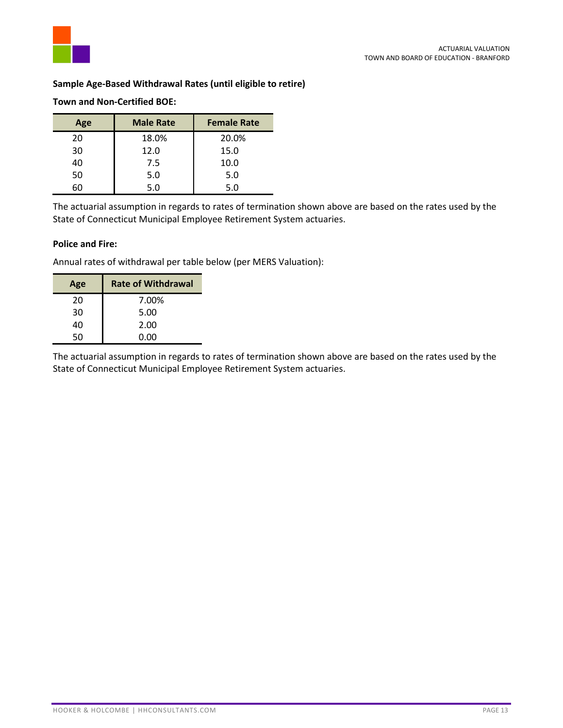**Sample Age-Based Withdrawal Rates (until eligible to retire)**

**Town and Non-Certified BOE:**

| Age | Male Rate | Female Rate |
|---|---|---|
| 20 | 18.0% | 20.0% |
| 30 | 12.0 | 15.0 |
| 40 | 7.5 | 10.0 |
| 50 | 5.0 | 5.0 |
| 60 | 5.0 | 5.0 |

The actuarial assumption in regards to rates of termination shown above are based on the rates used by the State of Connecticut Municipal Employee Retirement System actuaries.

**Police and Fire:**

Annual rates of withdrawal per table below (per MERS Valuation):

| Age | Rate of Withdrawal |
|---|---|
| 20 | 7.00% |
| 30 | 5.00 |
| 40 | 2.00 |
| 50 | 0.00 |

The actuarial assumption in regards to rates of termination shown above are based on the rates used by the State of Connecticut Municipal Employee Retirement System actuaries.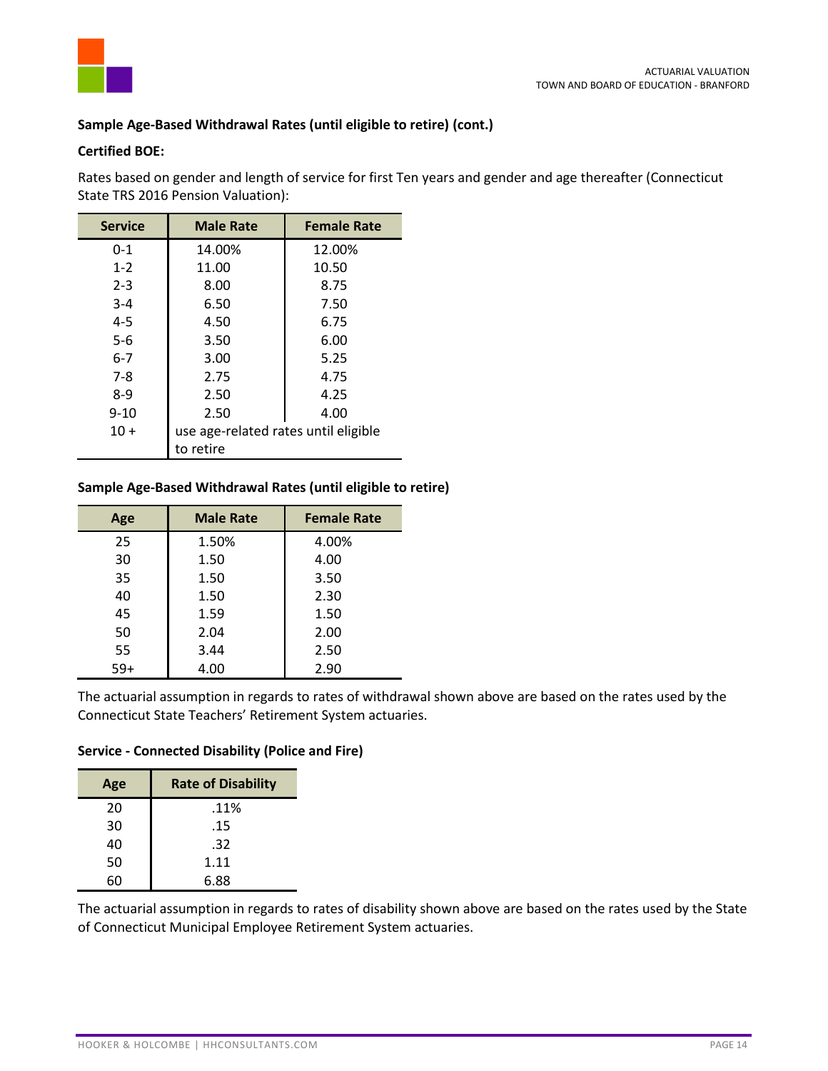**Sample Age-Based Withdrawal Rates (until eligible to retire) (cont.)**

**Certified BOE:**

Rates based on gender and length of service for first Ten years and gender and age thereafter (Connecticut State TRS 2016 Pension Valuation):

| Service | Male Rate | Female Rate |
|---|---|---|
| 0-1 | 14.00% | 12.00% |
| 1-2 | 11.00 | 10.50 |
| 2-3 | 8.00 | 8.75 |
| 3-4 | 6.50 | 7.50 |
| 4-5 | 4.50 | 6.75 |
| 5-6 | 3.50 | 6.00 |
| 6-7 | 3.00 | 5.25 |
| 7-8 | 2.75 | 4.75 |
| 8-9 | 2.50 | 4.25 |
| 9-10 | 2.50 | 4.00 |
| 10 + | use age-related rates until eligible to retire | |

**Sample Age-Based Withdrawal Rates (until eligible to retire)**

| Age | Male Rate | Female Rate |
|---|---|---|
| 25 | 1.50% | 4.00% |
| 30 | 1.50 | 4.00 |
| 35 | 1.50 | 3.50 |
| 40 | 1.50 | 2.30 |
| 45 | 1.59 | 1.50 |
| 50 | 2.04 | 2.00 |
| 55 | 3.44 | 2.50 |
| 59+ | 4.00 | 2.90 |

The actuarial assumption in regards to rates of withdrawal shown above are based on the rates used by the Connecticut State Teachers' Retirement System actuaries.

**Service - Connected Disability (Police and Fire)**

| Age | Rate of Disability |
|---|---|
| 20 | .11% |
| 30 | .15 |
| 40 | .32 |
| 50 | 1.11 |
| 60 | 6.88 |

The actuarial assumption in regards to rates of disability shown above are based on the rates used by the State of Connecticut Municipal Employee Retirement System actuaries.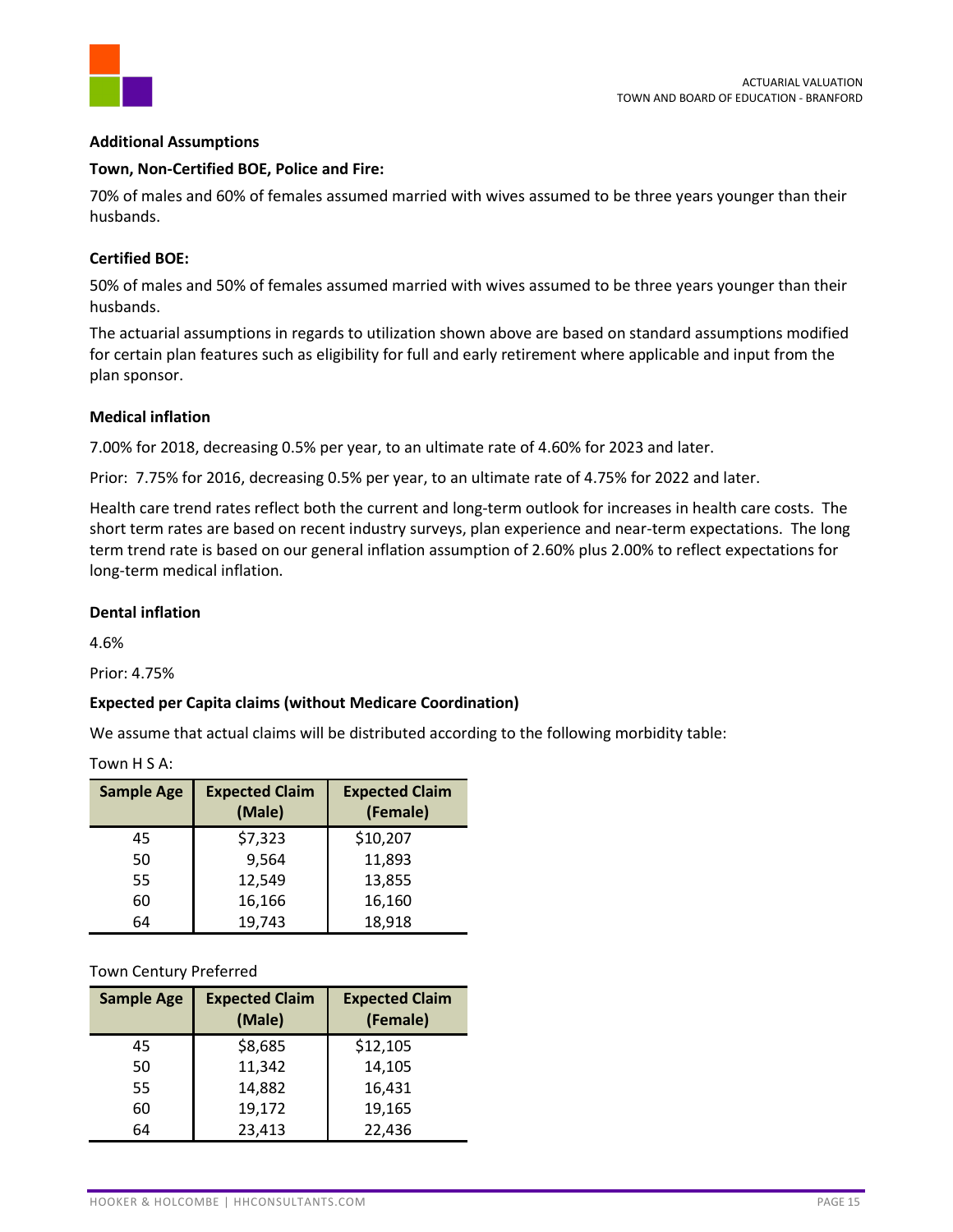**Additional Assumptions**

**Town, Non-Certified BOE, Police and Fire:**

70% of males and 60% of females assumed married with wives assumed to be three years younger than their husbands.

**Certified BOE:**

50% of males and 50% of females assumed married with wives assumed to be three years younger than their husbands.

The actuarial assumptions in regards to utilization shown above are based on standard assumptions modified for certain plan features such as eligibility for full and early retirement where applicable and input from the plan sponsor.

**Medical inflation**

7.00% for 2018, decreasing 0.5% per year, to an ultimate rate of 4.60% for 2023 and later.

Prior: 7.75% for 2016, decreasing 0.5% per year, to an ultimate rate of 4.75% for 2022 and later.

Health care trend rates reflect both the current and long-term outlook for increases in health care costs. The short term rates are based on recent industry surveys, plan experience and near-term expectations. The long term trend rate is based on our general inflation assumption of 2.60% plus 2.00% to reflect expectations for long-term medical inflation.

**Dental inflation**

4.6%

Prior: 4.75%

**Expected per Capita claims (without Medicare Coordination)**

We assume that actual claims will be distributed according to the following morbidity table:

Town H S A:

| Sample Age | Expected Claim (Male) | Expected Claim (Female) |
|---|---|---|
| 45 | $7,323 | $10,207 |
| 50 | 9,564 | 11,893 |
| 55 | 12,549 | 13,855 |
| 60 | 16,166 | 16,160 |
| 64 | 19,743 | 18,918 |

Town Century Preferred

| Sample Age | Expected Claim (Male) | Expected Claim (Female) |
|---|---|---|
| 45 | $8,685 | $12,105 |
| 50 | 11,342 | 14,105 |
| 55 | 14,882 | 16,431 |
| 60 | 19,172 | 19,165 |
| 64 | 23,413 | 22,436 |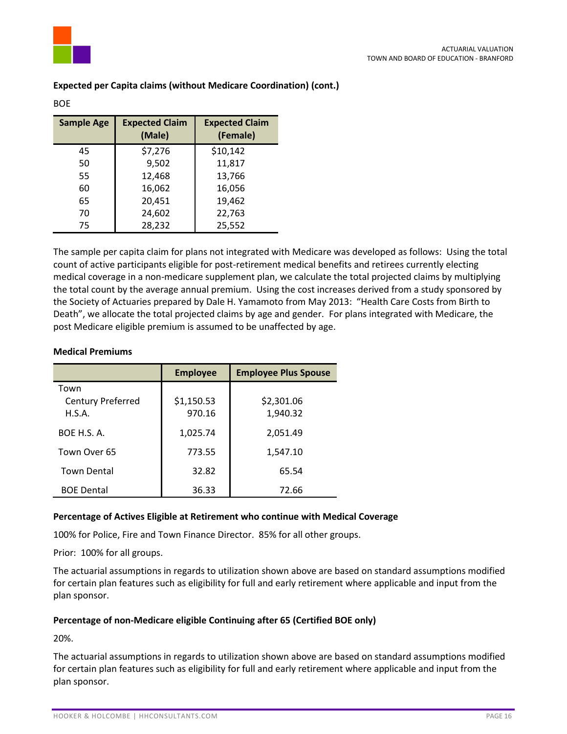**Expected per Capita claims (without Medicare Coordination) (cont.)**

BOE

| Sample Age | Expected Claim (Male) | Expected Claim (Female) |
|---|---|---|
| 45 | $7,276 | $10,142 |
| 50 | 9,502 | 11,817 |
| 55 | 12,468 | 13,766 |
| 60 | 16,062 | 16,056 |
| 65 | 20,451 | 19,462 |
| 70 | 24,602 | 22,763 |
| 75 | 28,232 | 25,552 |

The sample per capita claim for plans not integrated with Medicare was developed as follows: Using the total count of active participants eligible for post-retirement medical benefits and retirees currently electing medical coverage in a non-medicare supplement plan, we calculate the total projected claims by multiplying the total count by the average annual premium. Using the cost increases derived from a study sponsored by the Society of Actuaries prepared by Dale H. Yamamoto from May 2013: "Health Care Costs from Birth to Death", we allocate the total projected claims by age and gender. For plans integrated with Medicare, the post Medicare eligible premium is assumed to be unaffected by age.

**Medical Premiums**

| | Employee | Employee Plus Spouse |
|---|---|---|
| Town | | |
| Century Preferred | $1,150.53 | $2,301.06 |
| H.S.A. | 970.16 | 1,940.32 |
| BOE H.S. A. | 1,025.74 | 2,051.49 |
| Town Over 65 | 773.55 | 1,547.10 |
| Town Dental | 32.82 | 65.54 |
| BOE Dental | 36.33 | 72.66 |

**Percentage of Actives Eligible at Retirement who continue with Medical Coverage**

100% for Police, Fire and Town Finance Director. 85% for all other groups.

Prior: 100% for all groups.

The actuarial assumptions in regards to utilization shown above are based on standard assumptions modified for certain plan features such as eligibility for full and early retirement where applicable and input from the plan sponsor.

**Percentage of non-Medicare eligible Continuing after 65 (Certified BOE only)**

20%.

The actuarial assumptions in regards to utilization shown above are based on standard assumptions modified for certain plan features such as eligibility for full and early retirement where applicable and input from the plan sponsor.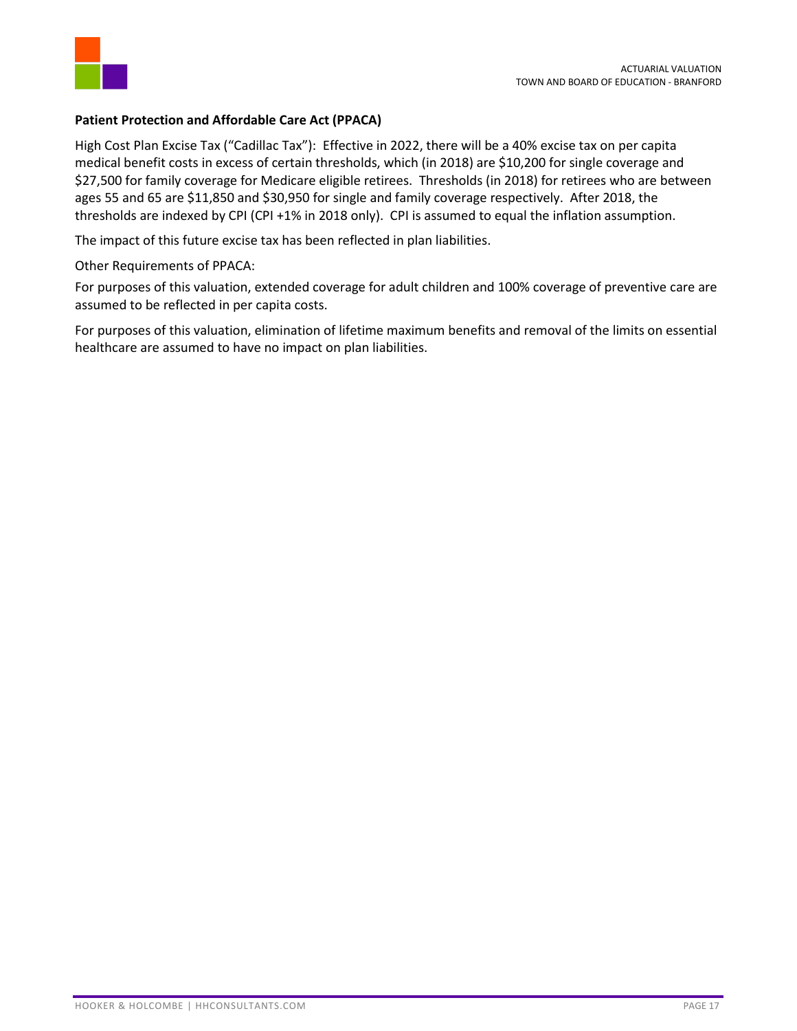**Patient Protection and Affordable Care Act (PPACA)**

High Cost Plan Excise Tax ("Cadillac Tax"): Effective in 2022, there will be a 40% excise tax on per capita medical benefit costs in excess of certain thresholds, which (in 2018) are $10,200 for single coverage and $27,500 for family coverage for Medicare eligible retirees. Thresholds (in 2018) for retirees who are between ages 55 and 65 are $11,850 and $30,950 for single and family coverage respectively. After 2018, the thresholds are indexed by CPI (CPI +1% in 2018 only). CPI is assumed to equal the inflation assumption.

The impact of this future excise tax has been reflected in plan liabilities.

Other Requirements of PPACA:

For purposes of this valuation, extended coverage for adult children and 100% coverage of preventive care are assumed to be reflected in per capita costs.

For purposes of this valuation, elimination of lifetime maximum benefits and removal of the limits on essential healthcare are assumed to have no impact on plan liabilities.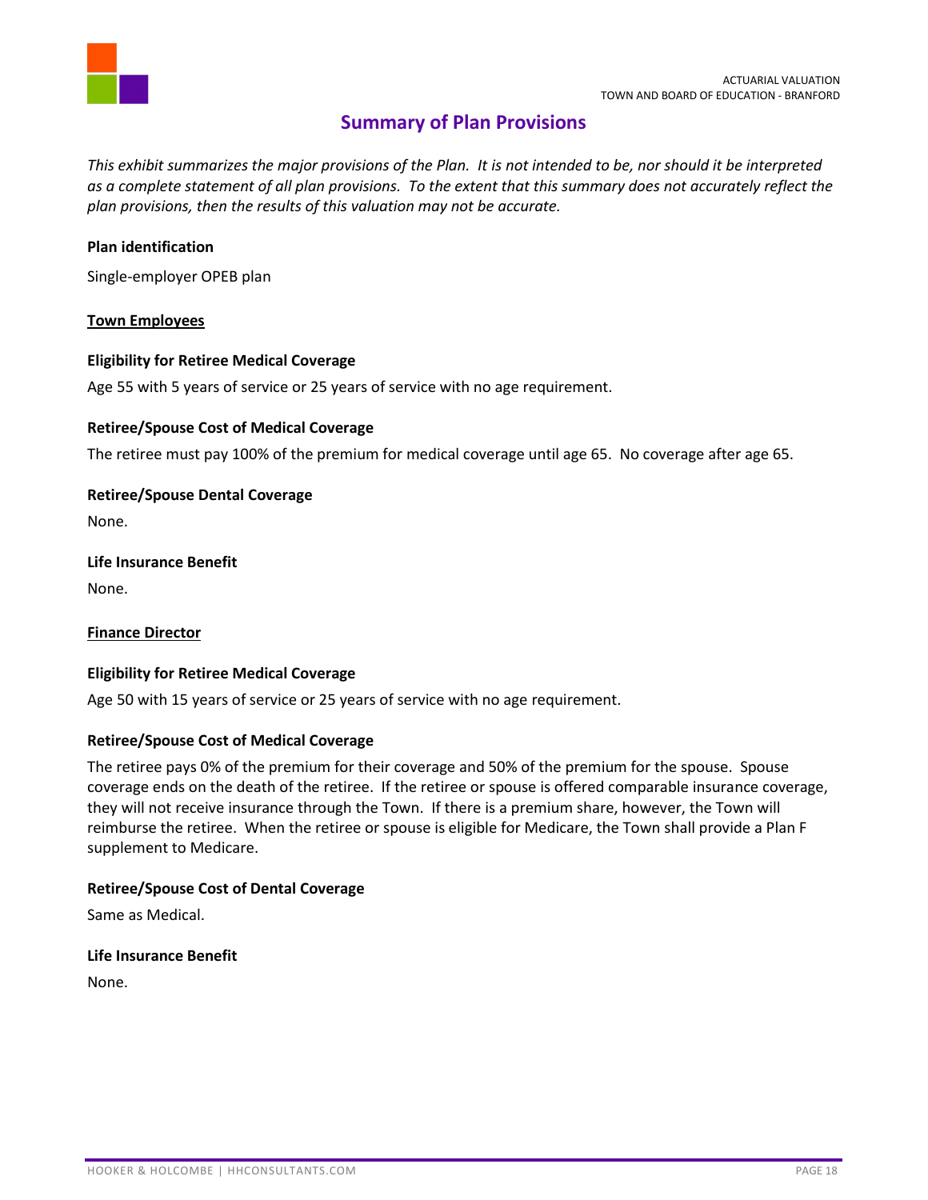## Summary of Plan Provisions

*This exhibit summarizes the major provisions of the Plan. It is not intended to be, nor should it be interpreted as a complete statement of all plan provisions. To the extent that this summary does not accurately reflect the plan provisions, then the results of this valuation may not be accurate.*

**Plan identification**

Single-employer OPEB plan

**<u>Town Employees</u>**

**Eligibility for Retiree Medical Coverage**

Age 55 with 5 years of service or 25 years of service with no age requirement.

**Retiree/Spouse Cost of Medical Coverage**

The retiree must pay 100% of the premium for medical coverage until age 65. No coverage after age 65.

**Retiree/Spouse Dental Coverage**

None.

**Life Insurance Benefit**

None.

**<u>Finance Director</u>**

**Eligibility for Retiree Medical Coverage**

Age 50 with 15 years of service or 25 years of service with no age requirement.

**Retiree/Spouse Cost of Medical Coverage**

The retiree pays 0% of the premium for their coverage and 50% of the premium for the spouse. Spouse coverage ends on the death of the retiree. If the retiree or spouse is offered comparable insurance coverage, they will not receive insurance through the Town. If there is a premium share, however, the Town will reimburse the retiree. When the retiree or spouse is eligible for Medicare, the Town shall provide a Plan F supplement to Medicare.

**Retiree/Spouse Cost of Dental Coverage**

Same as Medical.

**Life Insurance Benefit**

None.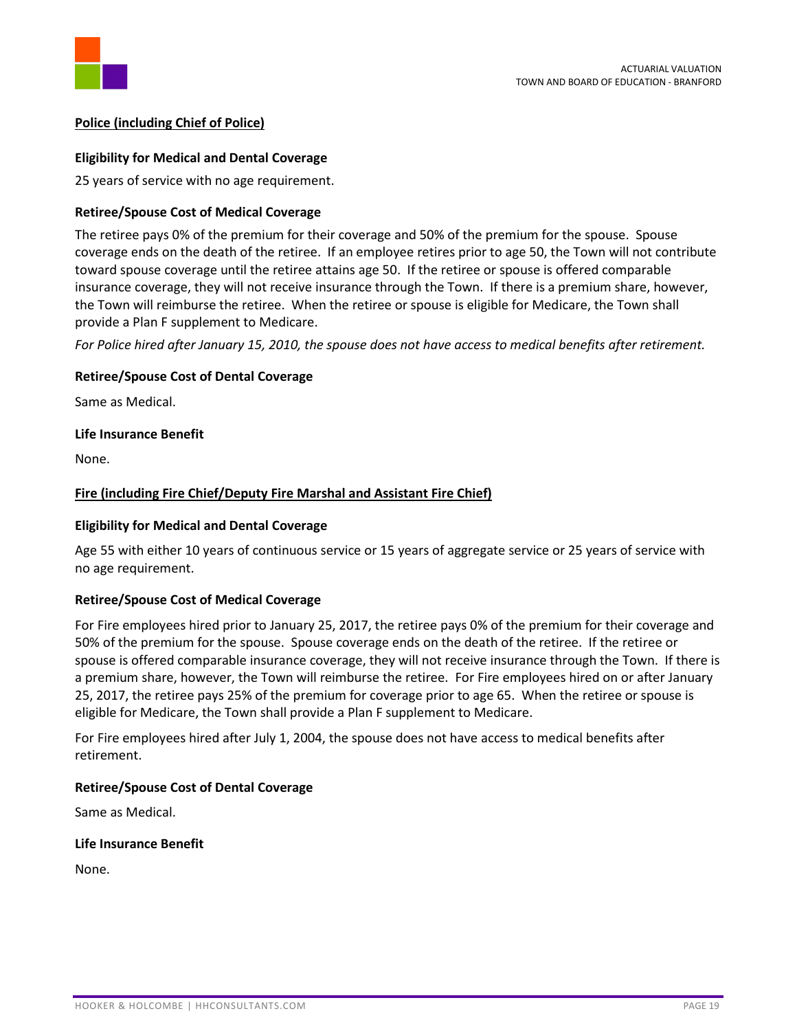**Police (including Chief of Police)**

**Eligibility for Medical and Dental Coverage**

25 years of service with no age requirement.

**Retiree/Spouse Cost of Medical Coverage**

The retiree pays 0% of the premium for their coverage and 50% of the premium for the spouse. Spouse coverage ends on the death of the retiree. If an employee retires prior to age 50, the Town will not contribute toward spouse coverage until the retiree attains age 50. If the retiree or spouse is offered comparable insurance coverage, they will not receive insurance through the Town. If there is a premium share, however, the Town will reimburse the retiree. When the retiree or spouse is eligible for Medicare, the Town shall provide a Plan F supplement to Medicare.

*For Police hired after January 15, 2010, the spouse does not have access to medical benefits after retirement.*

**Retiree/Spouse Cost of Dental Coverage**

Same as Medical.

**Life Insurance Benefit**

None.

**Fire (including Fire Chief/Deputy Fire Marshal and Assistant Fire Chief)**

**Eligibility for Medical and Dental Coverage**

Age 55 with either 10 years of continuous service or 15 years of aggregate service or 25 years of service with no age requirement.

**Retiree/Spouse Cost of Medical Coverage**

For Fire employees hired prior to January 25, 2017, the retiree pays 0% of the premium for their coverage and 50% of the premium for the spouse. Spouse coverage ends on the death of the retiree. If the retiree or spouse is offered comparable insurance coverage, they will not receive insurance through the Town. If there is a premium share, however, the Town will reimburse the retiree. For Fire employees hired on or after January 25, 2017, the retiree pays 25% of the premium for coverage prior to age 65. When the retiree or spouse is eligible for Medicare, the Town shall provide a Plan F supplement to Medicare.

For Fire employees hired after July 1, 2004, the spouse does not have access to medical benefits after retirement.

**Retiree/Spouse Cost of Dental Coverage**

Same as Medical.

**Life Insurance Benefit**

None.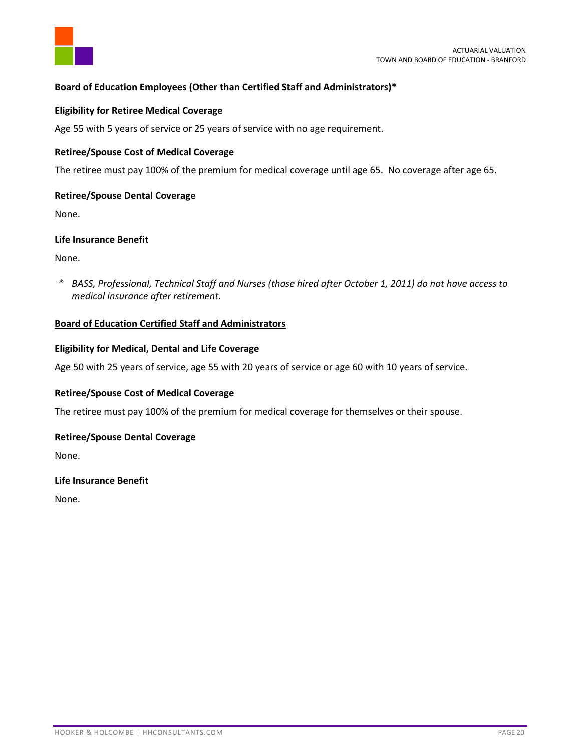**Board of Education Employees (Other than Certified Staff and Administrators)***

**Eligibility for Retiree Medical Coverage**

Age 55 with 5 years of service or 25 years of service with no age requirement.

**Retiree/Spouse Cost of Medical Coverage**

The retiree must pay 100% of the premium for medical coverage until age 65. No coverage after age 65.

**Retiree/Spouse Dental Coverage**

None.

**Life Insurance Benefit**

None.

\* *BASS, Professional, Technical Staff and Nurses (those hired after October 1, 2011) do not have access to medical insurance after retirement.*

**Board of Education Certified Staff and Administrators**

**Eligibility for Medical, Dental and Life Coverage**

Age 50 with 25 years of service, age 55 with 20 years of service or age 60 with 10 years of service.

**Retiree/Spouse Cost of Medical Coverage**

The retiree must pay 100% of the premium for medical coverage for themselves or their spouse.

**Retiree/Spouse Dental Coverage**

None.

**Life Insurance Benefit**

None.